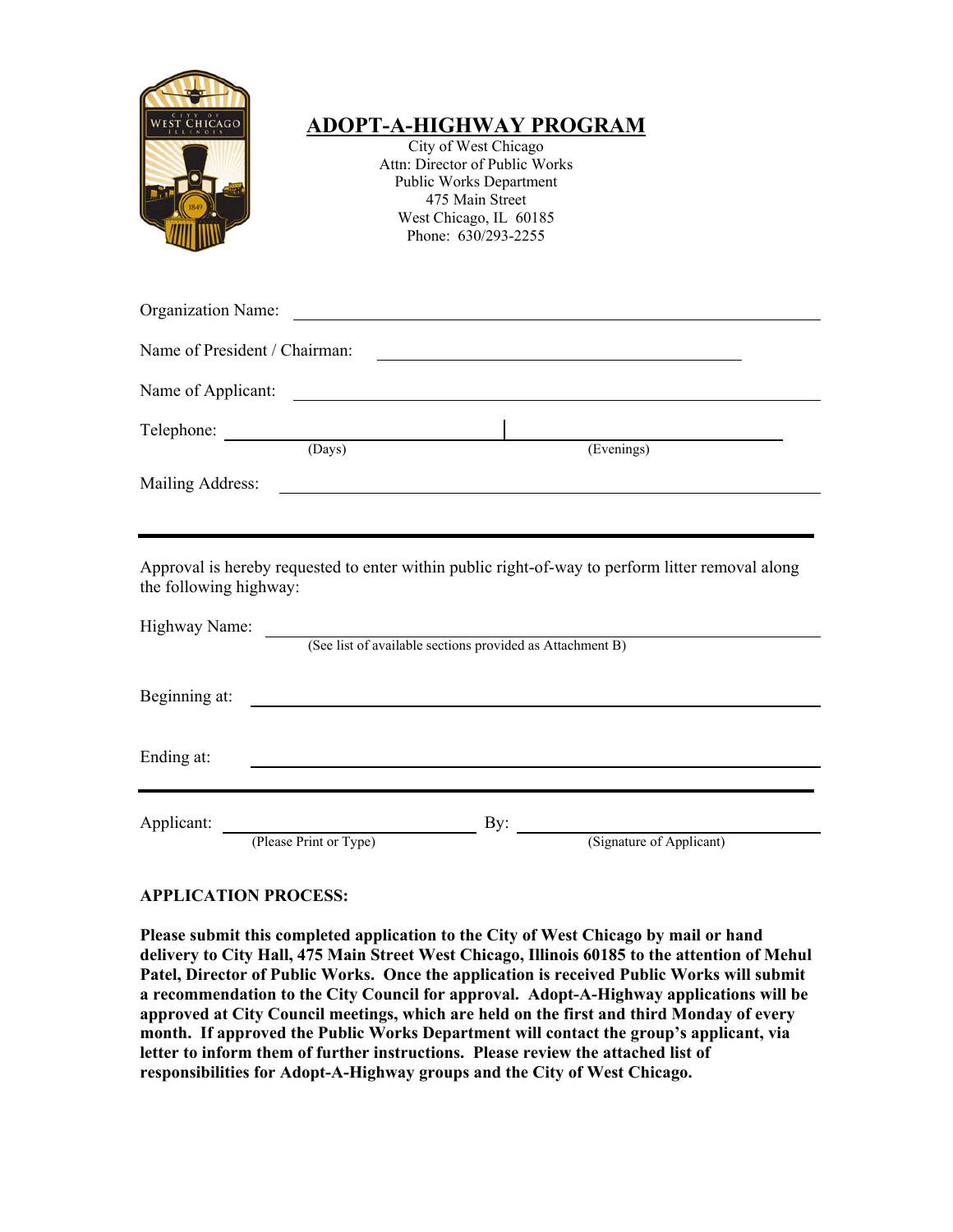# ADOPT-A-HIGHWAY PROGRAM

City of West Chicago
Attn: Director of Public Works
Public Works Department
475 Main Street
West Chicago, IL 60185
Phone: 630/293-2255

Organization Name: ______________________________________________

Name of President / Chairman: ______________________________

Name of Applicant: ______________________________________________

Telephone: ______________________ | ______________________
(Days) (Evenings)

Mailing Address: ______________________________________________

---

Approval is hereby requested to enter within public right-of-way to perform litter removal along the following highway:

Highway Name: ______________________________________________
(See list of available sections provided as Attachment B)

Beginning at: ______________________________________________

Ending at: ______________________________________________

---

Applicant: ______________________ By: ______________________
(Please Print or Type) (Signature of Applicant)

**APPLICATION PROCESS:**

**Please submit this completed application to the City of West Chicago by mail or hand delivery to City Hall, 475 Main Street West Chicago, Illinois 60185 to the attention of Mehul Patel, Director of Public Works. Once the application is received Public Works will submit a recommendation to the City Council for approval. Adopt-A-Highway applications will be approved at City Council meetings, which are held on the first and third Monday of every month. If approved the Public Works Department will contact the group's applicant, via letter to inform them of further instructions. Please review the attached list of responsibilities for Adopt-A-Highway groups and the City of West Chicago.**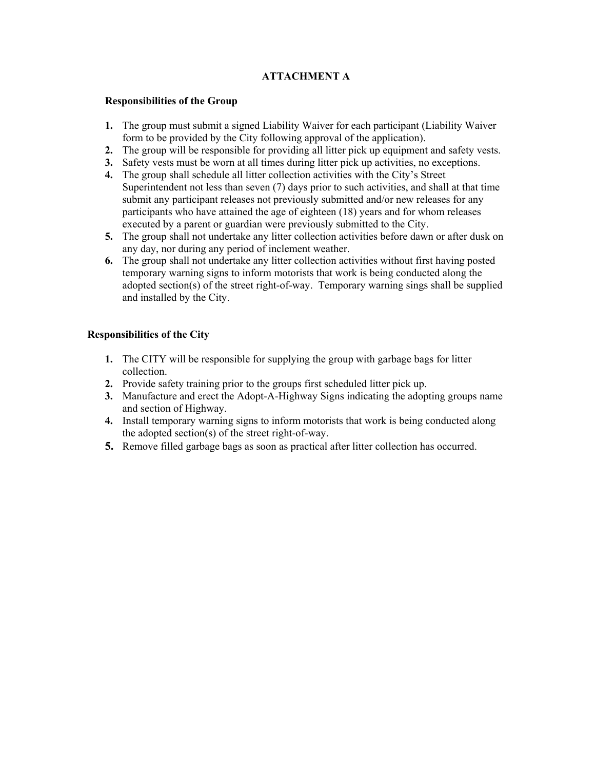## ATTACHMENT A

### Responsibilities of the Group

1. The group must submit a signed Liability Waiver for each participant (Liability Waiver form to be provided by the City following approval of the application).
2. The group will be responsible for providing all litter pick up equipment and safety vests.
3. Safety vests must be worn at all times during litter pick up activities, no exceptions.
4. The group shall schedule all litter collection activities with the City's Street Superintendent not less than seven (7) days prior to such activities, and shall at that time submit any participant releases not previously submitted and/or new releases for any participants who have attained the age of eighteen (18) years and for whom releases executed by a parent or guardian were previously submitted to the City.
5. The group shall not undertake any litter collection activities before dawn or after dusk on any day, nor during any period of inclement weather.
6. The group shall not undertake any litter collection activities without first having posted temporary warning signs to inform motorists that work is being conducted along the adopted section(s) of the street right-of-way. Temporary warning sings shall be supplied and installed by the City.

### Responsibilities of the City

1. The CITY will be responsible for supplying the group with garbage bags for litter collection.
2. Provide safety training prior to the groups first scheduled litter pick up.
3. Manufacture and erect the Adopt-A-Highway Signs indicating the adopting groups name and section of Highway.
4. Install temporary warning signs to inform motorists that work is being conducted along the adopted section(s) of the street right-of-way.
5. Remove filled garbage bags as soon as practical after litter collection has occurred.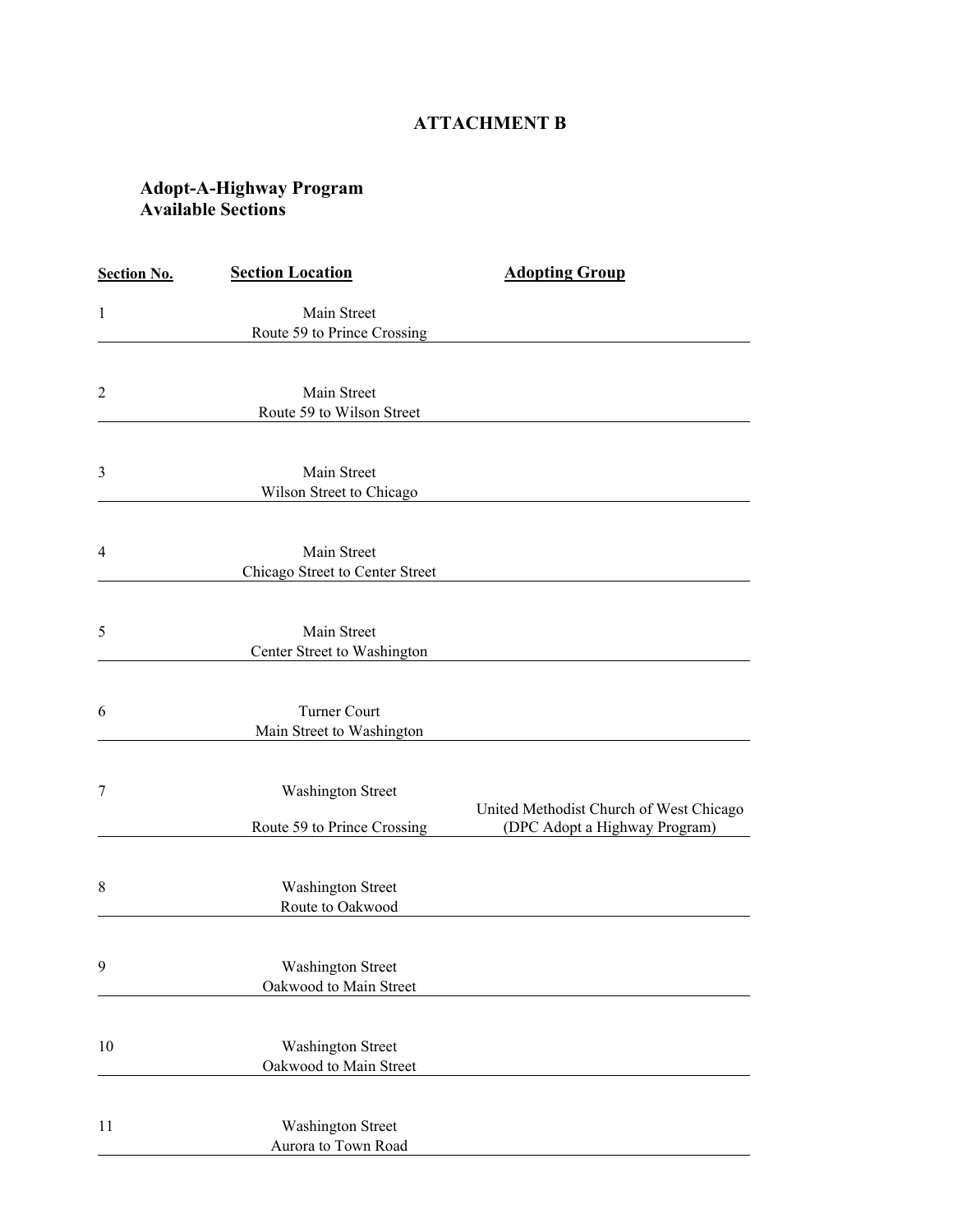# ATTACHMENT B

## Adopt-A-Highway Program
## Available Sections

| Section No. | Section Location | Adopting Group |
|---|---|---|
| 1 | Main Street<br>Route 59 to Prince Crossing | |
| 2 | Main Street<br>Route 59 to Wilson Street | |
| 3 | Main Street<br>Wilson Street to Chicago | |
| 4 | Main Street<br>Chicago Street to Center Street | |
| 5 | Main Street<br>Center Street to Washington | |
| 6 | Turner Court<br>Main Street to Washington | |
| 7 | Washington Street<br>Route 59 to Prince Crossing | United Methodist Church of West Chicago<br>(DPC Adopt a Highway Program) |
| 8 | Washington Street<br>Route to Oakwood | |
| 9 | Washington Street<br>Oakwood to Main Street | |
| 10 | Washington Street<br>Oakwood to Main Street | |
| 11 | Washington Street<br>Aurora to Town Road | |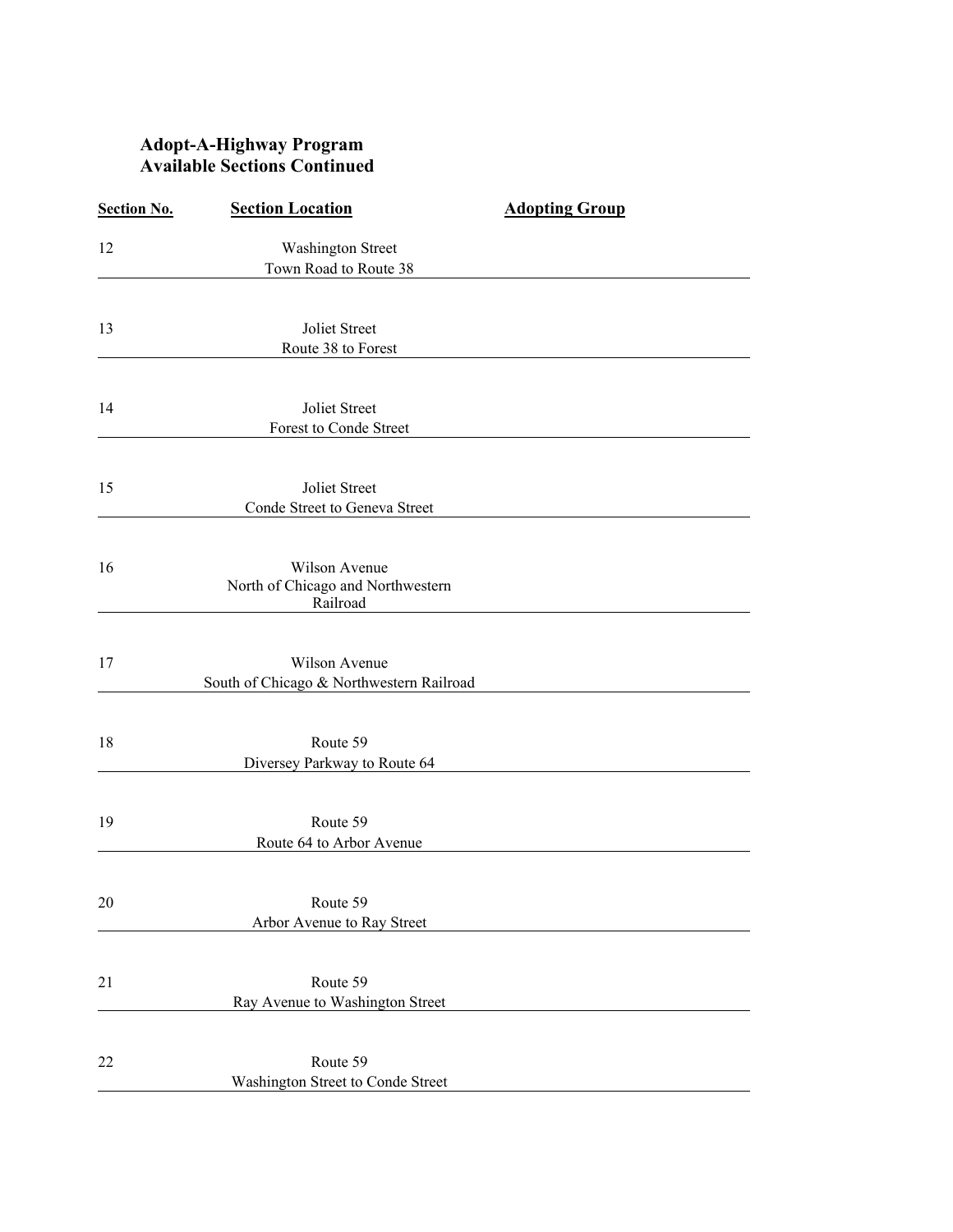## Adopt-A-Highway Program
## Available Sections Continued

| Section No. | Section Location | Adopting Group |
|---|---|---|
| 12 | Washington Street<br>Town Road to Route 38 | |
| 13 | Joliet Street<br>Route 38 to Forest | |
| 14 | Joliet Street<br>Forest to Conde Street | |
| 15 | Joliet Street<br>Conde Street to Geneva Street | |
| 16 | Wilson Avenue<br>North of Chicago and Northwestern Railroad | |
| 17 | Wilson Avenue<br>South of Chicago & Northwestern Railroad | |
| 18 | Route 59<br>Diversey Parkway to Route 64 | |
| 19 | Route 59<br>Route 64 to Arbor Avenue | |
| 20 | Route 59<br>Arbor Avenue to Ray Street | |
| 21 | Route 59<br>Ray Avenue to Washington Street | |
| 22 | Route 59<br>Washington Street to Conde Street | |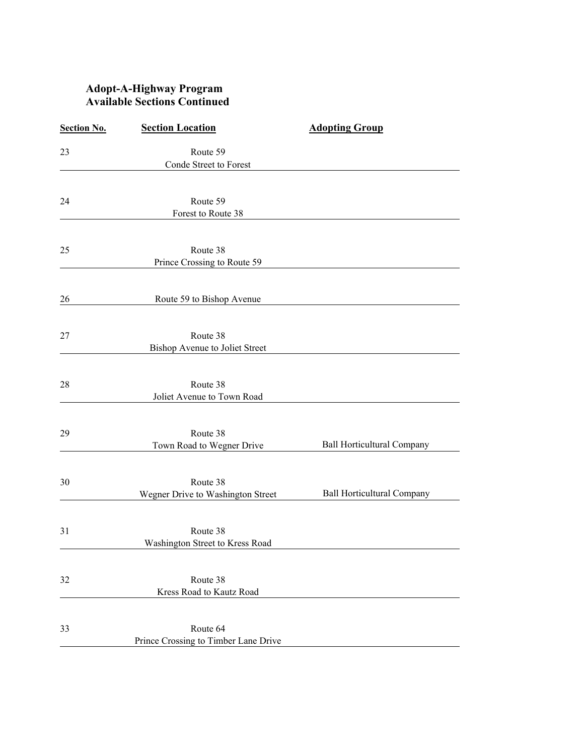**Adopt-A-Highway Program**
**Available Sections Continued**

| Section No. | Section Location | Adopting Group |
|---|---|---|
| 23 | Route 59<br>Conde Street to Forest | |
| 24 | Route 59<br>Forest to Route 38 | |
| 25 | Route 38<br>Prince Crossing to Route 59 | |
| 26 | Route 59 to Bishop Avenue | |
| 27 | Route 38<br>Bishop Avenue to Joliet Street | |
| 28 | Route 38<br>Joliet Avenue to Town Road | |
| 29 | Route 38<br>Town Road to Wegner Drive | Ball Horticultural Company |
| 30 | Route 38<br>Wegner Drive to Washington Street | Ball Horticultural Company |
| 31 | Route 38<br>Washington Street to Kress Road | |
| 32 | Route 38<br>Kress Road to Kautz Road | |
| 33 | Route 64<br>Prince Crossing to Timber Lane Drive | |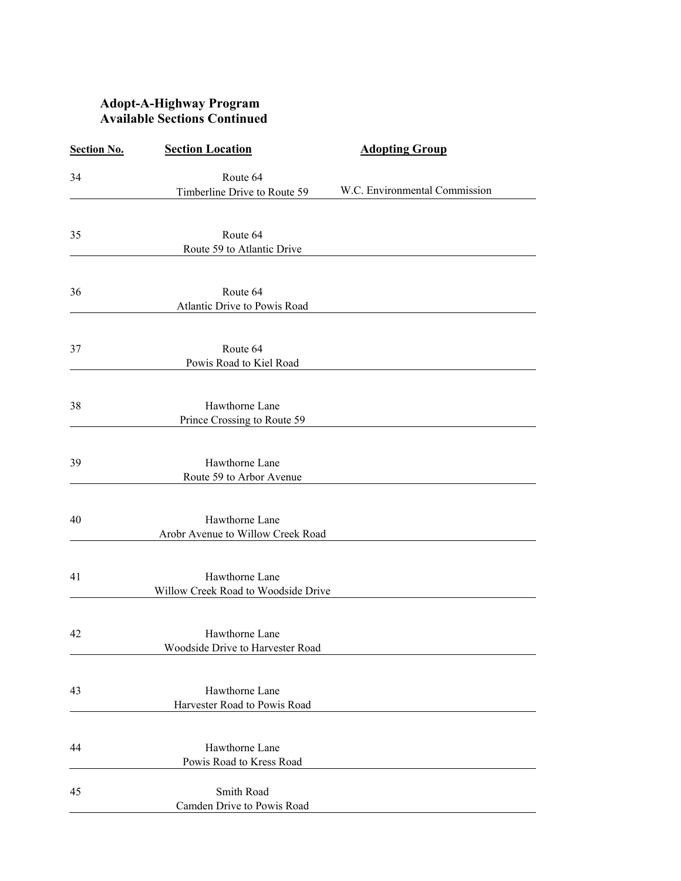**Adopt-A-Highway Program**
**Available Sections Continued**

| Section No. | Section Location | Adopting Group |
|---|---|---|
| 34 | Route 64<br>Timberline Drive to Route 59 | W.C. Environmental Commission |
| 35 | Route 64<br>Route 59 to Atlantic Drive | |
| 36 | Route 64<br>Atlantic Drive to Powis Road | |
| 37 | Route 64<br>Powis Road to Kiel Road | |
| 38 | Hawthorne Lane<br>Prince Crossing to Route 59 | |
| 39 | Hawthorne Lane<br>Route 59 to Arbor Avenue | |
| 40 | Hawthorne Lane<br>Arobr Avenue to Willow Creek Road | |
| 41 | Hawthorne Lane<br>Willow Creek Road to Woodside Drive | |
| 42 | Hawthorne Lane<br>Woodside Drive to Harvester Road | |
| 43 | Hawthorne Lane<br>Harvester Road to Powis Road | |
| 44 | Hawthorne Lane<br>Powis Road to Kress Road | |
| 45 | Smith Road<br>Camden Drive to Powis Road | |